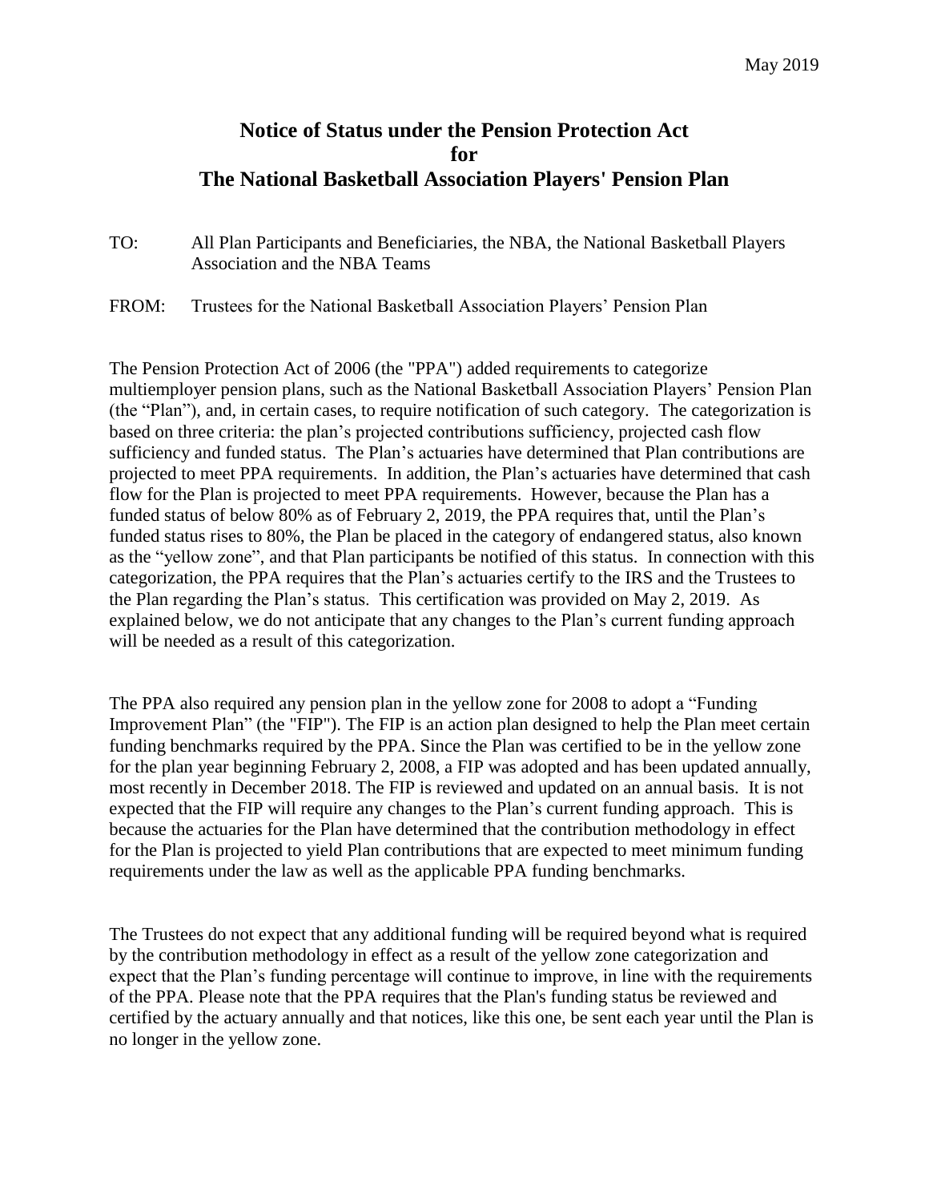May 2019

# Notice of Status under the Pension Protection Act for The National Basketball Association Players' Pension Plan

TO: All Plan Participants and Beneficiaries, the NBA, the National Basketball Players Association and the NBA Teams

FROM: Trustees for the National Basketball Association Players' Pension Plan

The Pension Protection Act of 2006 (the "PPA") added requirements to categorize multiemployer pension plans, such as the National Basketball Association Players' Pension Plan (the "Plan"), and, in certain cases, to require notification of such category. The categorization is based on three criteria: the plan's projected contributions sufficiency, projected cash flow sufficiency and funded status. The Plan's actuaries have determined that Plan contributions are projected to meet PPA requirements. In addition, the Plan's actuaries have determined that cash flow for the Plan is projected to meet PPA requirements. However, because the Plan has a funded status of below 80% as of February 2, 2019, the PPA requires that, until the Plan's funded status rises to 80%, the Plan be placed in the category of endangered status, also known as the "yellow zone", and that Plan participants be notified of this status. In connection with this categorization, the PPA requires that the Plan's actuaries certify to the IRS and the Trustees to the Plan regarding the Plan's status. This certification was provided on May 2, 2019. As explained below, we do not anticipate that any changes to the Plan's current funding approach will be needed as a result of this categorization.

The PPA also required any pension plan in the yellow zone for 2008 to adopt a "Funding Improvement Plan" (the "FIP"). The FIP is an action plan designed to help the Plan meet certain funding benchmarks required by the PPA. Since the Plan was certified to be in the yellow zone for the plan year beginning February 2, 2008, a FIP was adopted and has been updated annually, most recently in December 2018. The FIP is reviewed and updated on an annual basis. It is not expected that the FIP will require any changes to the Plan's current funding approach. This is because the actuaries for the Plan have determined that the contribution methodology in effect for the Plan is projected to yield Plan contributions that are expected to meet minimum funding requirements under the law as well as the applicable PPA funding benchmarks.

The Trustees do not expect that any additional funding will be required beyond what is required by the contribution methodology in effect as a result of the yellow zone categorization and expect that the Plan's funding percentage will continue to improve, in line with the requirements of the PPA. Please note that the PPA requires that the Plan's funding status be reviewed and certified by the actuary annually and that notices, like this one, be sent each year until the Plan is no longer in the yellow zone.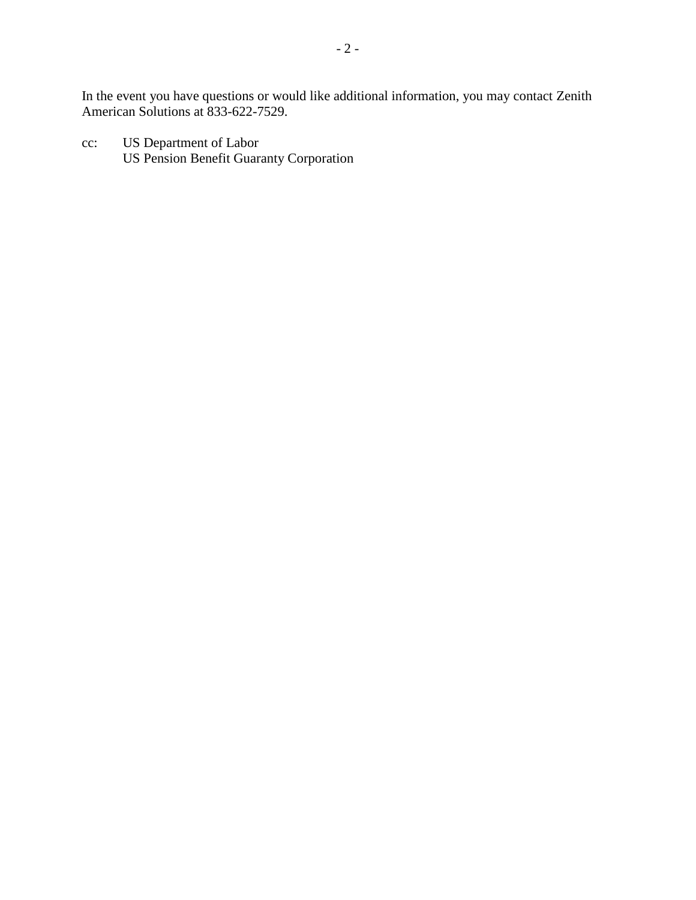In the event you have questions or would like additional information, you may contact Zenith American Solutions at 833-622-7529.

cc: US Department of Labor
US Pension Benefit Guaranty Corporation